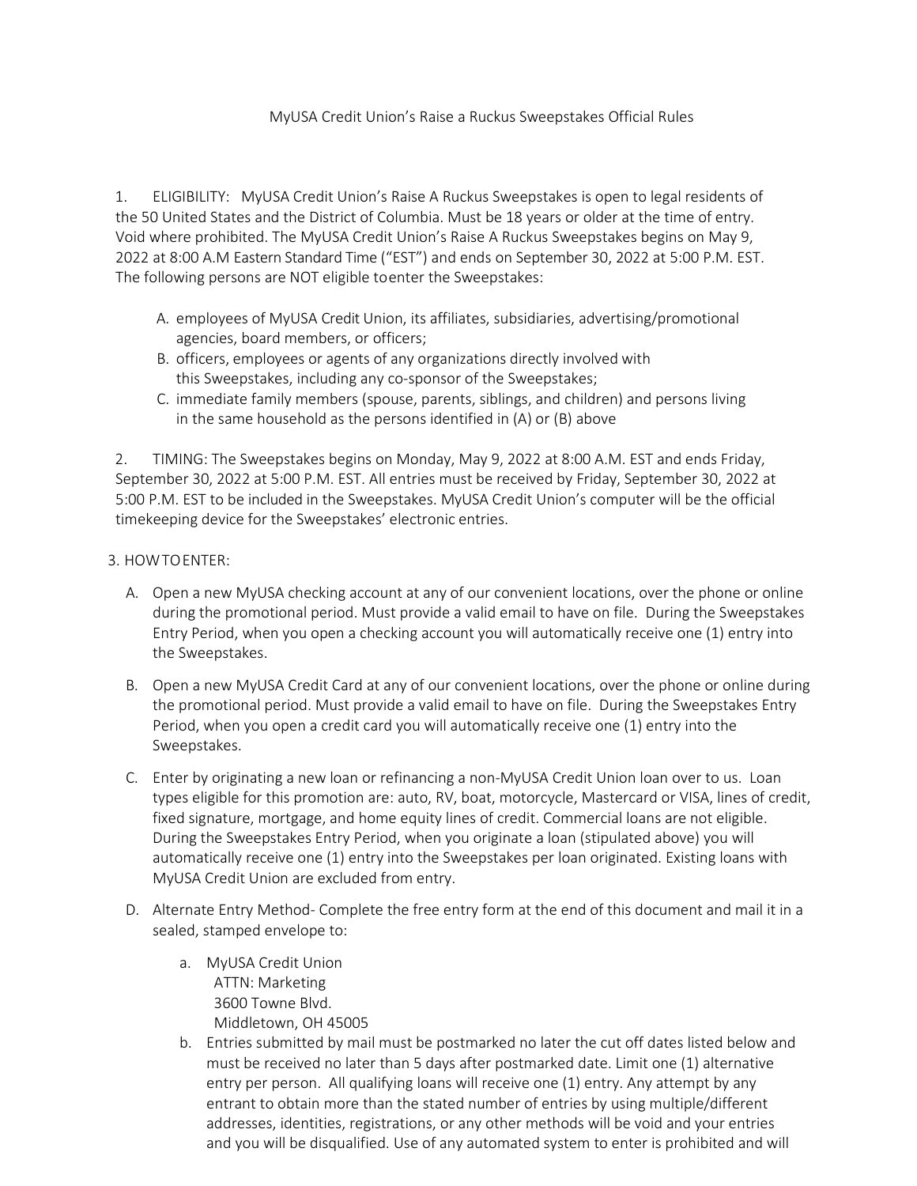# MyUSA Credit Union's Raise a Ruckus Sweepstakes Official Rules

1. ELIGIBILITY: MyUSA Credit Union's Raise A Ruckus Sweepstakes is open to legal residents of the 50 United States and the District of Columbia. Must be 18 years or older at the time of entry. Void where prohibited. The MyUSA Credit Union's Raise A Ruckus Sweepstakes begins on May 9, 2022 at 8:00 A.M Eastern Standard Time ("EST") and ends on September 30, 2022 at 5:00 P.M. EST. The following persons are NOT eligible toenter the Sweepstakes:

   A. employees of MyUSA Credit Union, its affiliates, subsidiaries, advertising/promotional agencies, board members, or officers;
   B. officers, employees or agents of any organizations directly involved with this Sweepstakes, including any co-sponsor of the Sweepstakes;
   C. immediate family members (spouse, parents, siblings, and children) and persons living in the same household as the persons identified in (A) or (B) above

2. TIMING: The Sweepstakes begins on Monday, May 9, 2022 at 8:00 A.M. EST and ends Friday, September 30, 2022 at 5:00 P.M. EST. All entries must be received by Friday, September 30, 2022 at 5:00 P.M. EST to be included in the Sweepstakes. MyUSA Credit Union's computer will be the official timekeeping device for the Sweepstakes' electronic entries.

3. HOWTOENTER:

   A. Open a new MyUSA checking account at any of our convenient locations, over the phone or online during the promotional period. Must provide a valid email to have on file. During the Sweepstakes Entry Period, when you open a checking account you will automatically receive one (1) entry into the Sweepstakes.
   B. Open a new MyUSA Credit Card at any of our convenient locations, over the phone or online during the promotional period. Must provide a valid email to have on file. During the Sweepstakes Entry Period, when you open a credit card you will automatically receive one (1) entry into the Sweepstakes.
   C. Enter by originating a new loan or refinancing a non-MyUSA Credit Union loan over to us. Loan types eligible for this promotion are: auto, RV, boat, motorcycle, Mastercard or VISA, lines of credit, fixed signature, mortgage, and home equity lines of credit. Commercial loans are not eligible. During the Sweepstakes Entry Period, when you originate a loan (stipulated above) you will automatically receive one (1) entry into the Sweepstakes per loan originated. Existing loans with MyUSA Credit Union are excluded from entry.
   D. Alternate Entry Method- Complete the free entry form at the end of this document and mail it in a sealed, stamped envelope to:
      a. MyUSA Credit Union
         ATTN: Marketing
         3600 Towne Blvd.
         Middletown, OH 45005
      b. Entries submitted by mail must be postmarked no later the cut off dates listed below and must be received no later than 5 days after postmarked date. Limit one (1) alternative entry per person. All qualifying loans will receive one (1) entry. Any attempt by any entrant to obtain more than the stated number of entries by using multiple/different addresses, identities, registrations, or any other methods will be void and your entries and you will be disqualified. Use of any automated system to enter is prohibited and will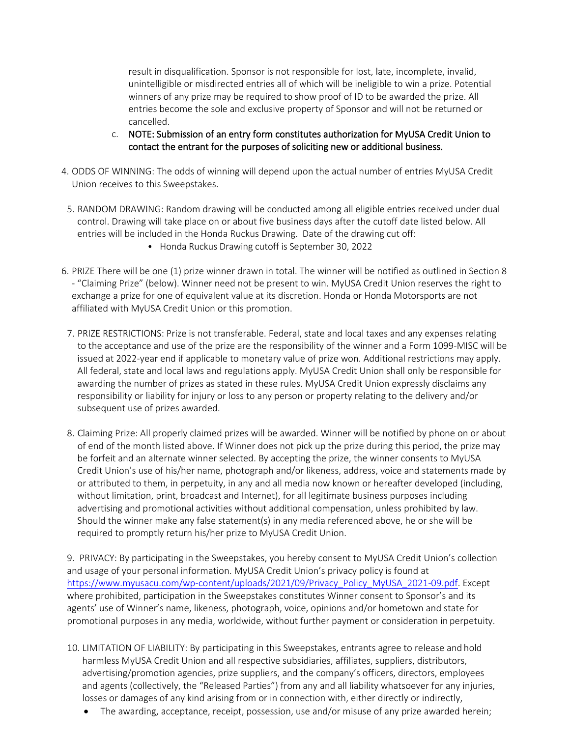result in disqualification. Sponsor is not responsible for lost, late, incomplete, invalid, unintelligible or misdirected entries all of which will be ineligible to win a prize. Potential winners of any prize may be required to show proof of ID to be awarded the prize. All entries become the sole and exclusive property of Sponsor and will not be returned or cancelled.

c. NOTE: Submission of an entry form constitutes authorization for MyUSA Credit Union to contact the entrant for the purposes of soliciting new or additional business.

4. ODDS OF WINNING: The odds of winning will depend upon the actual number of entries MyUSA Credit Union receives to this Sweepstakes.

5. RANDOM DRAWING: Random drawing will be conducted among all eligible entries received under dual control. Drawing will take place on or about five business days after the cutoff date listed below. All entries will be included in the Honda Ruckus Drawing. Date of the drawing cut off:
   - Honda Ruckus Drawing cutoff is September 30, 2022

6. PRIZE There will be one (1) prize winner drawn in total. The winner will be notified as outlined in Section 8 - "Claiming Prize" (below). Winner need not be present to win. MyUSA Credit Union reserves the right to exchange a prize for one of equivalent value at its discretion. Honda or Honda Motorsports are not affiliated with MyUSA Credit Union or this promotion.

7. PRIZE RESTRICTIONS: Prize is not transferable. Federal, state and local taxes and any expenses relating to the acceptance and use of the prize are the responsibility of the winner and a Form 1099-MISC will be issued at 2022-year end if applicable to monetary value of prize won. Additional restrictions may apply. All federal, state and local laws and regulations apply. MyUSA Credit Union shall only be responsible for awarding the number of prizes as stated in these rules. MyUSA Credit Union expressly disclaims any responsibility or liability for injury or loss to any person or property relating to the delivery and/or subsequent use of prizes awarded.

8. Claiming Prize: All properly claimed prizes will be awarded. Winner will be notified by phone on or about of end of the month listed above. If Winner does not pick up the prize during this period, the prize may be forfeit and an alternate winner selected. By accepting the prize, the winner consents to MyUSA Credit Union's use of his/her name, photograph and/or likeness, address, voice and statements made by or attributed to them, in perpetuity, in any and all media now known or hereafter developed (including, without limitation, print, broadcast and Internet), for all legitimate business purposes including advertising and promotional activities without additional compensation, unless prohibited by law. Should the winner make any false statement(s) in any media referenced above, he or she will be required to promptly return his/her prize to MyUSA Credit Union.

9. PRIVACY: By participating in the Sweepstakes, you hereby consent to MyUSA Credit Union's collection and usage of your personal information. MyUSA Credit Union's privacy policy is found at https://www.myusacu.com/wp-content/uploads/2021/09/Privacy_Policy_MyUSA_2021-09.pdf. Except where prohibited, participation in the Sweepstakes constitutes Winner consent to Sponsor's and its agents' use of Winner's name, likeness, photograph, voice, opinions and/or hometown and state for promotional purposes in any media, worldwide, without further payment or consideration in perpetuity.

10. LIMITATION OF LIABILITY: By participating in this Sweepstakes, entrants agree to release and hold harmless MyUSA Credit Union and all respective subsidiaries, affiliates, suppliers, distributors, advertising/promotion agencies, prize suppliers, and the company's officers, directors, employees and agents (collectively, the "Released Parties") from any and all liability whatsoever for any injuries, losses or damages of any kind arising from or in connection with, either directly or indirectly,
    - The awarding, acceptance, receipt, possession, use and/or misuse of any prize awarded herein;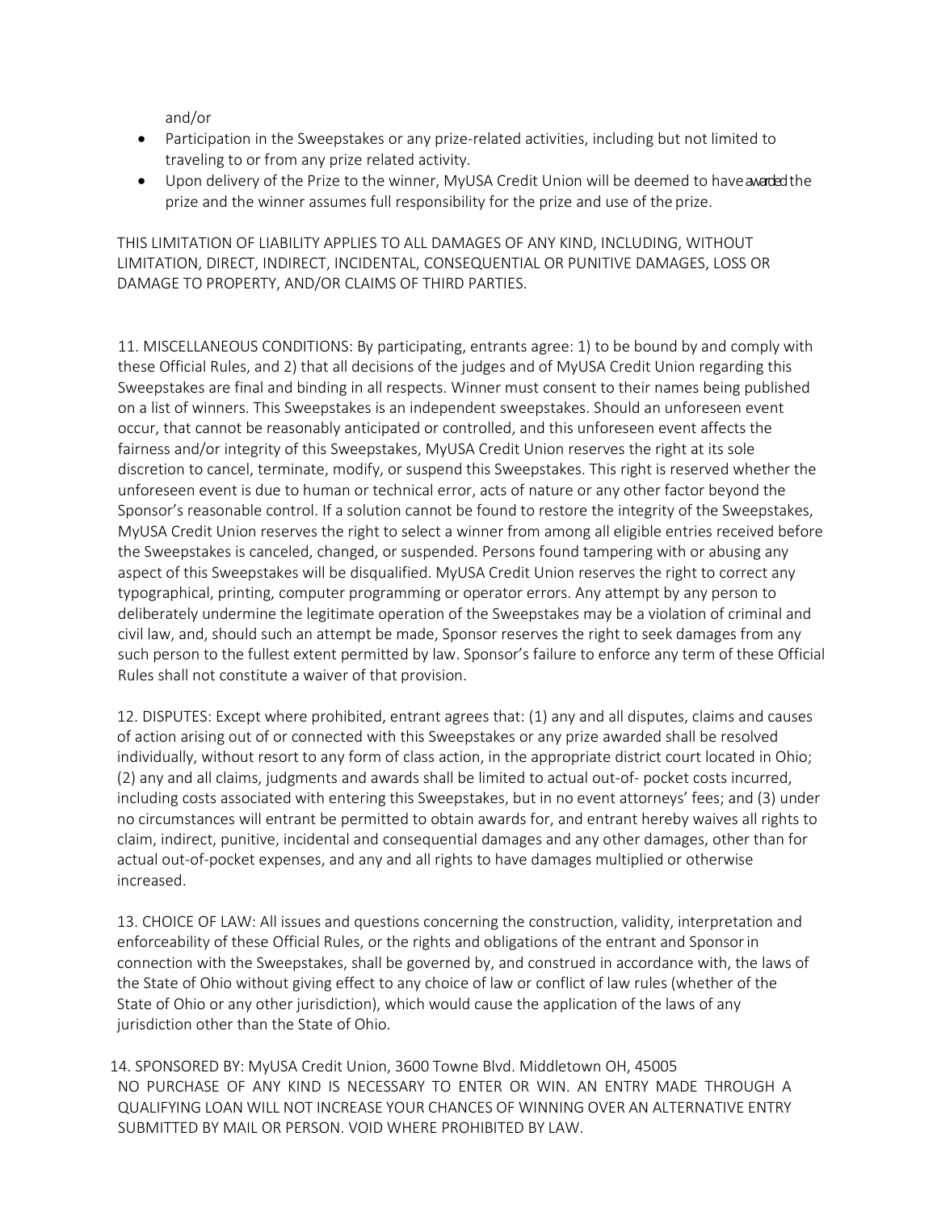and/or

- Participation in the Sweepstakes or any prize-related activities, including but not limited to traveling to or from any prize related activity.
- Upon delivery of the Prize to the winner, MyUSA Credit Union will be deemed to have awarded the prize and the winner assumes full responsibility for the prize and use of the prize.

THIS LIMITATION OF LIABILITY APPLIES TO ALL DAMAGES OF ANY KIND, INCLUDING, WITHOUT LIMITATION, DIRECT, INDIRECT, INCIDENTAL, CONSEQUENTIAL OR PUNITIVE DAMAGES, LOSS OR DAMAGE TO PROPERTY, AND/OR CLAIMS OF THIRD PARTIES.

11. MISCELLANEOUS CONDITIONS: By participating, entrants agree: 1) to be bound by and comply with these Official Rules, and 2) that all decisions of the judges and of MyUSA Credit Union regarding this Sweepstakes are final and binding in all respects. Winner must consent to their names being published on a list of winners. This Sweepstakes is an independent sweepstakes. Should an unforeseen event occur, that cannot be reasonably anticipated or controlled, and this unforeseen event affects the fairness and/or integrity of this Sweepstakes, MyUSA Credit Union reserves the right at its sole discretion to cancel, terminate, modify, or suspend this Sweepstakes. This right is reserved whether the unforeseen event is due to human or technical error, acts of nature or any other factor beyond the Sponsor's reasonable control. If a solution cannot be found to restore the integrity of the Sweepstakes, MyUSA Credit Union reserves the right to select a winner from among all eligible entries received before the Sweepstakes is canceled, changed, or suspended. Persons found tampering with or abusing any aspect of this Sweepstakes will be disqualified. MyUSA Credit Union reserves the right to correct any typographical, printing, computer programming or operator errors. Any attempt by any person to deliberately undermine the legitimate operation of the Sweepstakes may be a violation of criminal and civil law, and, should such an attempt be made, Sponsor reserves the right to seek damages from any such person to the fullest extent permitted by law. Sponsor's failure to enforce any term of these Official Rules shall not constitute a waiver of that provision.

12. DISPUTES: Except where prohibited, entrant agrees that: (1) any and all disputes, claims and causes of action arising out of or connected with this Sweepstakes or any prize awarded shall be resolved individually, without resort to any form of class action, in the appropriate district court located in Ohio; (2) any and all claims, judgments and awards shall be limited to actual out-of- pocket costs incurred, including costs associated with entering this Sweepstakes, but in no event attorneys' fees; and (3) under no circumstances will entrant be permitted to obtain awards for, and entrant hereby waives all rights to claim, indirect, punitive, incidental and consequential damages and any other damages, other than for actual out-of-pocket expenses, and any and all rights to have damages multiplied or otherwise increased.

13. CHOICE OF LAW: All issues and questions concerning the construction, validity, interpretation and enforceability of these Official Rules, or the rights and obligations of the entrant and Sponsor in connection with the Sweepstakes, shall be governed by, and construed in accordance with, the laws of the State of Ohio without giving effect to any choice of law or conflict of law rules (whether of the State of Ohio or any other jurisdiction), which would cause the application of the laws of any jurisdiction other than the State of Ohio.

14. SPONSORED BY: MyUSA Credit Union, 3600 Towne Blvd. Middletown OH, 45005
NO PURCHASE OF ANY KIND IS NECESSARY TO ENTER OR WIN. AN ENTRY MADE THROUGH A QUALIFYING LOAN WILL NOT INCREASE YOUR CHANCES OF WINNING OVER AN ALTERNATIVE ENTRY SUBMITTED BY MAIL OR PERSON. VOID WHERE PROHIBITED BY LAW.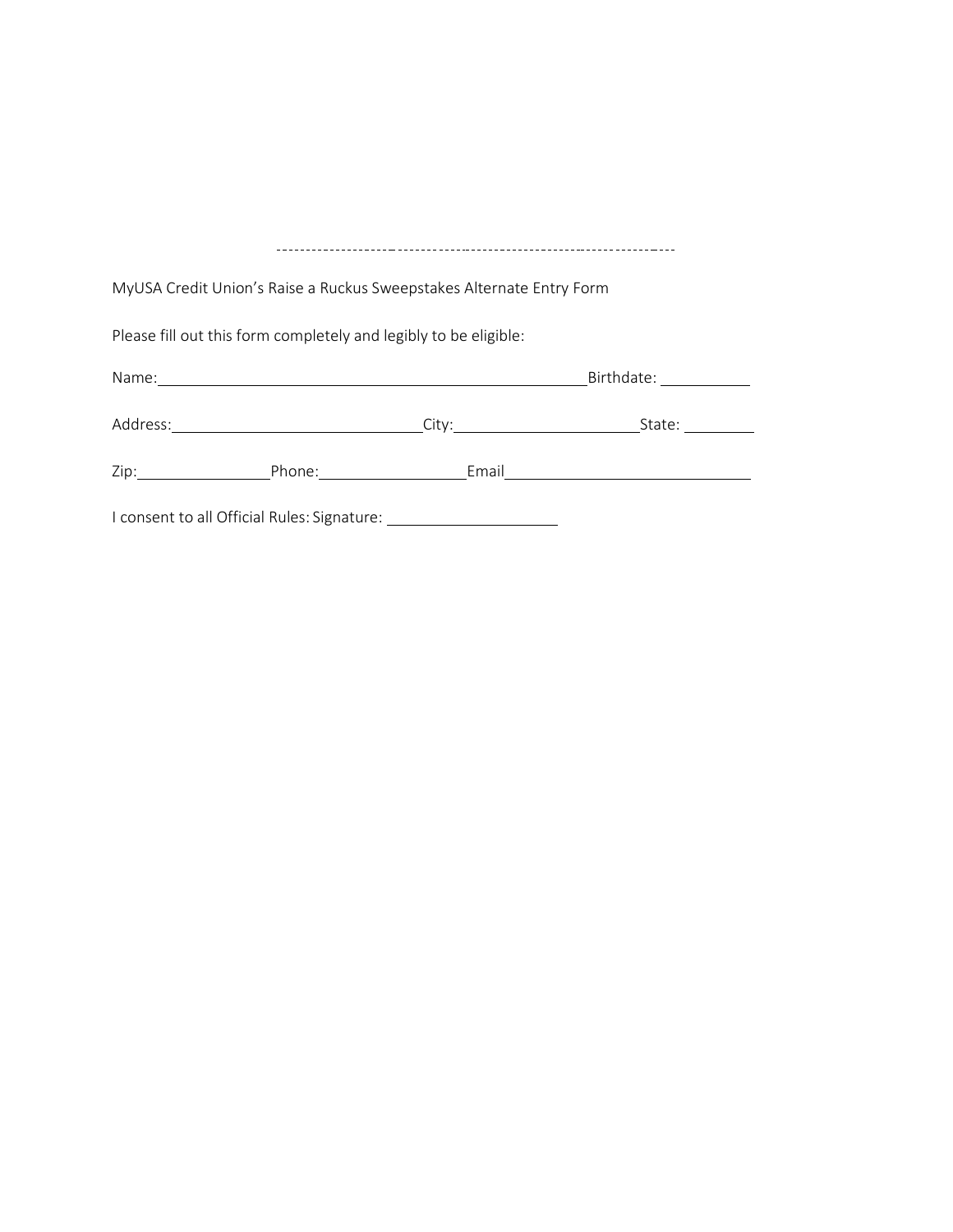- - - - - - - - - - - - - - - - - - - - - - - - - - - - - - - - - - - - - - - - - - - - - - - - -

MyUSA Credit Union's Raise a Ruckus Sweepstakes Alternate Entry Form

Please fill out this form completely and legibly to be eligible:

Name:\_\_\_\_\_\_\_\_\_\_\_\_\_\_\_\_\_\_\_\_\_\_\_\_\_\_\_\_\_\_\_\_\_\_\_\_\_\_\_\_\_\_\_\_\_\_\_\_\_\_ Birthdate: \_\_\_\_\_\_\_\_\_\_\_

Address:\_\_\_\_\_\_\_\_\_\_\_\_\_\_\_\_\_\_\_\_\_\_\_\_\_\_\_\_\_\_\_ City:\_\_\_\_\_\_\_\_\_\_\_\_\_\_\_\_\_\_\_\_\_\_ State: \_\_\_\_\_\_\_\_\_

Zip:\_\_\_\_\_\_\_\_\_\_\_\_\_\_\_\_ Phone:\_\_\_\_\_\_\_\_\_\_\_\_\_\_\_\_\_\_ Email\_\_\_\_\_\_\_\_\_\_\_\_\_\_\_\_\_\_\_\_\_\_\_\_\_\_\_\_\_\_\_

I consent to all Official Rules: Signature: \_\_\_\_\_\_\_\_\_\_\_\_\_\_\_\_\_\_\_\_\_